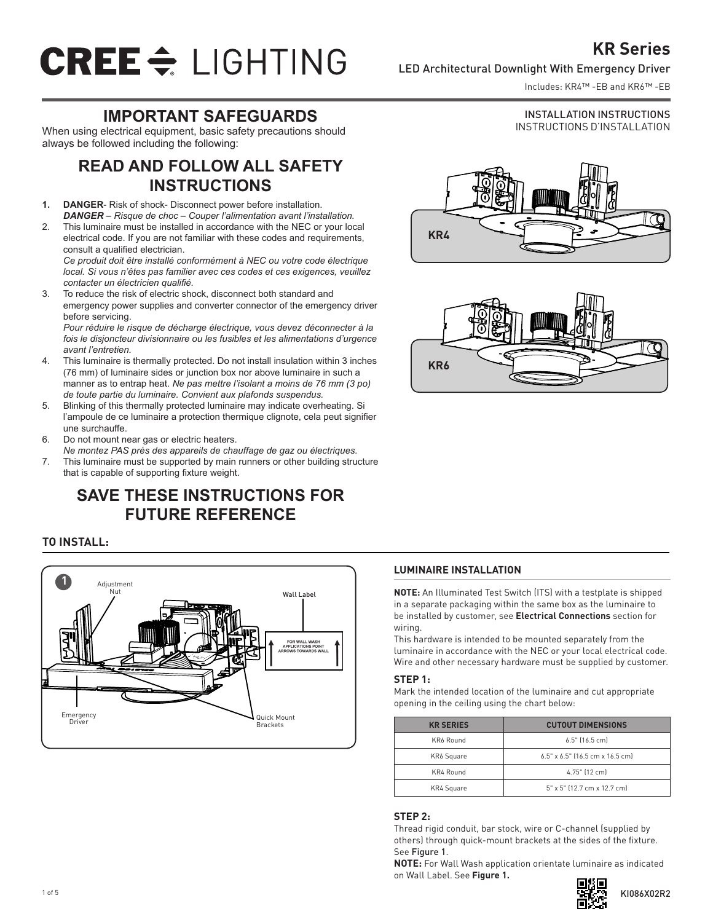# CREE LIGHTING

## KR Series

LED Architectural Downlight With Emergency Driver

Includes: KR4™ -EB and KR6™ -EB

INSTALLATION INSTRUCTIONS
INSTRUCTIONS D'INSTALLATION

## IMPORTANT SAFEGUARDS

When using electrical equipment, basic safety precautions should always be followed including the following:

## READ AND FOLLOW ALL SAFETY INSTRUCTIONS

1. **DANGER**- Risk of shock- Disconnect power before installation.
   ***DANGER** – Risque de choc – Couper l'alimentation avant l'installation.*
2. This luminaire must be installed in accordance with the NEC or your local electrical code. If you are not familiar with these codes and requirements, consult a qualified electrician.
   *Ce produit doit être installé conformément à NEC ou votre code électrique local. Si vous n'êtes pas familier avec ces codes et ces exigences, veuillez contacter un électricien qualifié.*
3. To reduce the risk of electric shock, disconnect both standard and emergency power supplies and converter connector of the emergency driver before servicing.
   *Pour réduire le risque de décharge électrique, vous devez déconnecter à la fois le disjoncteur divisionnaire ou les fusibles et les alimentations d'urgence avant l'entretien.*
4. This luminaire is thermally protected. Do not install insulation within 3 inches (76 mm) of luminaire sides or junction box nor above luminaire in such a manner as to entrap heat. *Ne pas mettre l'isolant a moins de 76 mm (3 po) de toute partie du luminaire. Convient aux plafonds suspendus.*
5. Blinking of this thermally protected luminaire may indicate overheating. Si l'ampoule de ce luminaire a protection thermique clignote, cela peut signifier une surchauffe.
6. Do not mount near gas or electric heaters.
   *Ne montez PAS près des appareils de chauffage de gaz ou électriques.*
7. This luminaire must be supported by main runners or other building structure that is capable of supporting fixture weight.

## SAVE THESE INSTRUCTIONS FOR FUTURE REFERENCE

KR4

KR6

### TO INSTALL:

1

Adjustment Nut

Wall Label

FOR WALL WASH APPLICATIONS POINT ARROWS TOWARDS WALL

Emergency Driver

Quick Mount Brackets

### LUMINAIRE INSTALLATION

**NOTE:** An Illuminated Test Switch (ITS) with a testplate is shipped in a separate packaging within the same box as the luminaire to be installed by customer, see **Electrical Connections** section for wiring.

This hardware is intended to be mounted separately from the luminaire in accordance with the NEC or your local electrical code. Wire and other necessary hardware must be supplied by customer.

#### STEP 1:

Mark the intended location of the luminaire and cut appropriate opening in the ceiling using the chart below:

| KR SERIES | CUTOUT DIMENSIONS |
|---|---|
| KR6 Round | 6.5" (16.5 cm) |
| KR6 Square | 6.5" x 6.5" (16.5 cm x 16.5 cm) |
| KR4 Round | 4.75" (12 cm) |
| KR4 Square | 5" x 5" (12.7 cm x 12.7 cm) |

#### STEP 2:

Thread rigid conduit, bar stock, wire or C-channel (supplied by others) through quick-mount brackets at the sides of the fixture. See Figure 1.

**NOTE:** For Wall Wash application orientate luminaire as indicated on Wall Label. See **Figure 1.**

KI086X02R2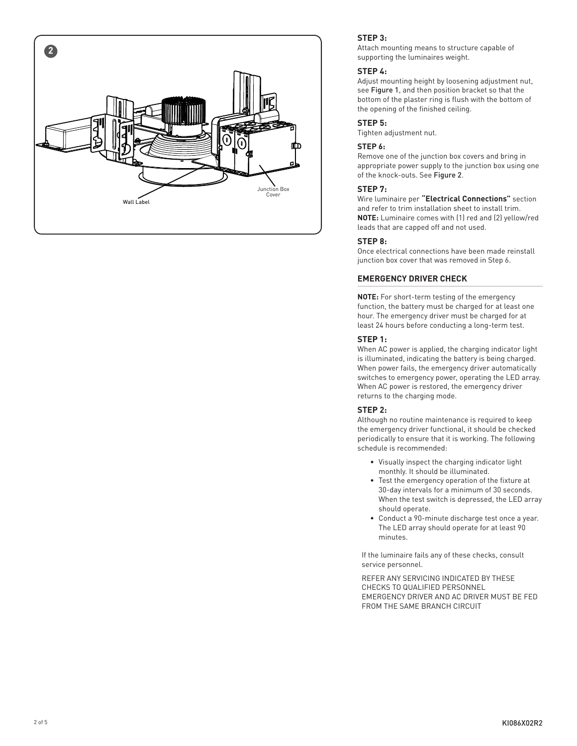2

Wall Label

Junction Box Cover

**STEP 3:**
Attach mounting means to structure capable of supporting the luminaires weight.

**STEP 4:**
Adjust mounting height by loosening adjustment nut, see Figure 1, and then position bracket so that the bottom of the plaster ring is flush with the bottom of the opening of the finished ceiling.

**STEP 5:**
Tighten adjustment nut.

**STEP 6:**
Remove one of the junction box covers and bring in appropriate power supply to the junction box using one of the knock-outs. See Figure 2.

**STEP 7:**
Wire luminaire per **"Electrical Connections"** section and refer to trim installation sheet to install trim.
**NOTE:** Luminaire comes with (1) red and (2) yellow/red leads that are capped off and not used.

**STEP 8:**
Once electrical connections have been made reinstall junction box cover that was removed in Step 6.

## EMERGENCY DRIVER CHECK

**NOTE:** For short-term testing of the emergency function, the battery must be charged for at least one hour. The emergency driver must be charged for at least 24 hours before conducting a long-term test.

**STEP 1:**
When AC power is applied, the charging indicator light is illuminated, indicating the battery is being charged. When power fails, the emergency driver automatically switches to emergency power, operating the LED array. When AC power is restored, the emergency driver returns to the charging mode.

**STEP 2:**
Although no routine maintenance is required to keep the emergency driver functional, it should be checked periodically to ensure that it is working. The following schedule is recommended:

- Visually inspect the charging indicator light monthly. It should be illuminated.
- Test the emergency operation of the fixture at 30-day intervals for a minimum of 30 seconds. When the test switch is depressed, the LED array should operate.
- Conduct a 90-minute discharge test once a year. The LED array should operate for at least 90 minutes.

If the luminaire fails any of these checks, consult service personnel.

REFER ANY SERVICING INDICATED BY THESE CHECKS TO QUALIFIED PERSONNEL
EMERGENCY DRIVER AND AC DRIVER MUST BE FED FROM THE SAME BRANCH CIRCUIT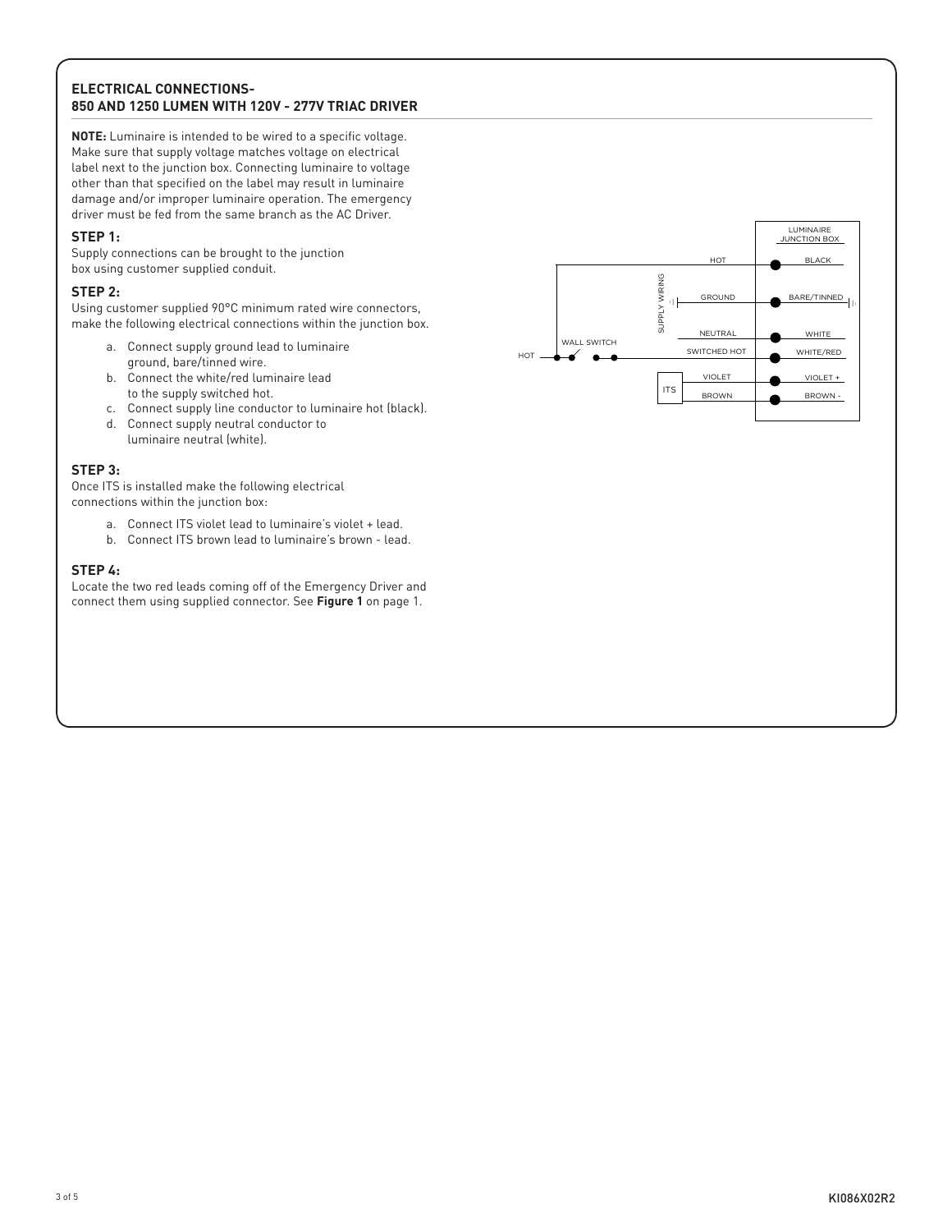## ELECTRICAL CONNECTIONS- 850 AND 1250 LUMEN WITH 120V - 277V TRIAC DRIVER

**NOTE:** Luminaire is intended to be wired to a specific voltage. Make sure that supply voltage matches voltage on electrical label next to the junction box. Connecting luminaire to voltage other than that specified on the label may result in luminaire damage and/or improper luminaire operation. The emergency driver must be fed from the same branch as the AC Driver.

### STEP 1:

Supply connections can be brought to the junction box using customer supplied conduit.

### STEP 2:

Using customer supplied 90°C minimum rated wire connectors, make the following electrical connections within the junction box.

a. Connect supply ground lead to luminaire ground, bare/tinned wire.
b. Connect the white/red luminaire lead to the supply switched hot.
c. Connect supply line conductor to luminaire hot (black).
d. Connect supply neutral conductor to luminaire neutral (white).

### STEP 3:

Once ITS is installed make the following electrical connections within the junction box:

a. Connect ITS violet lead to luminaire's violet + lead.
b. Connect ITS brown lead to luminaire's brown - lead.

### STEP 4:

Locate the two red leads coming off of the Emergency Driver and connect them using supplied connector. See **Figure 1** on page 1.

LUMINAIRE JUNCTION BOX

SUPPLY WIRING

| Supply Wiring | Luminaire Junction Box |
| --- | --- |
| HOT | BLACK |
| GROUND | BARE/TINNED |
| NEUTRAL | WHITE |
| SWITCHED HOT | WHITE/RED |
| VIOLET | VIOLET + |
| BROWN | BROWN - |

HOT — WALL SWITCH — SWITCHED HOT

ITS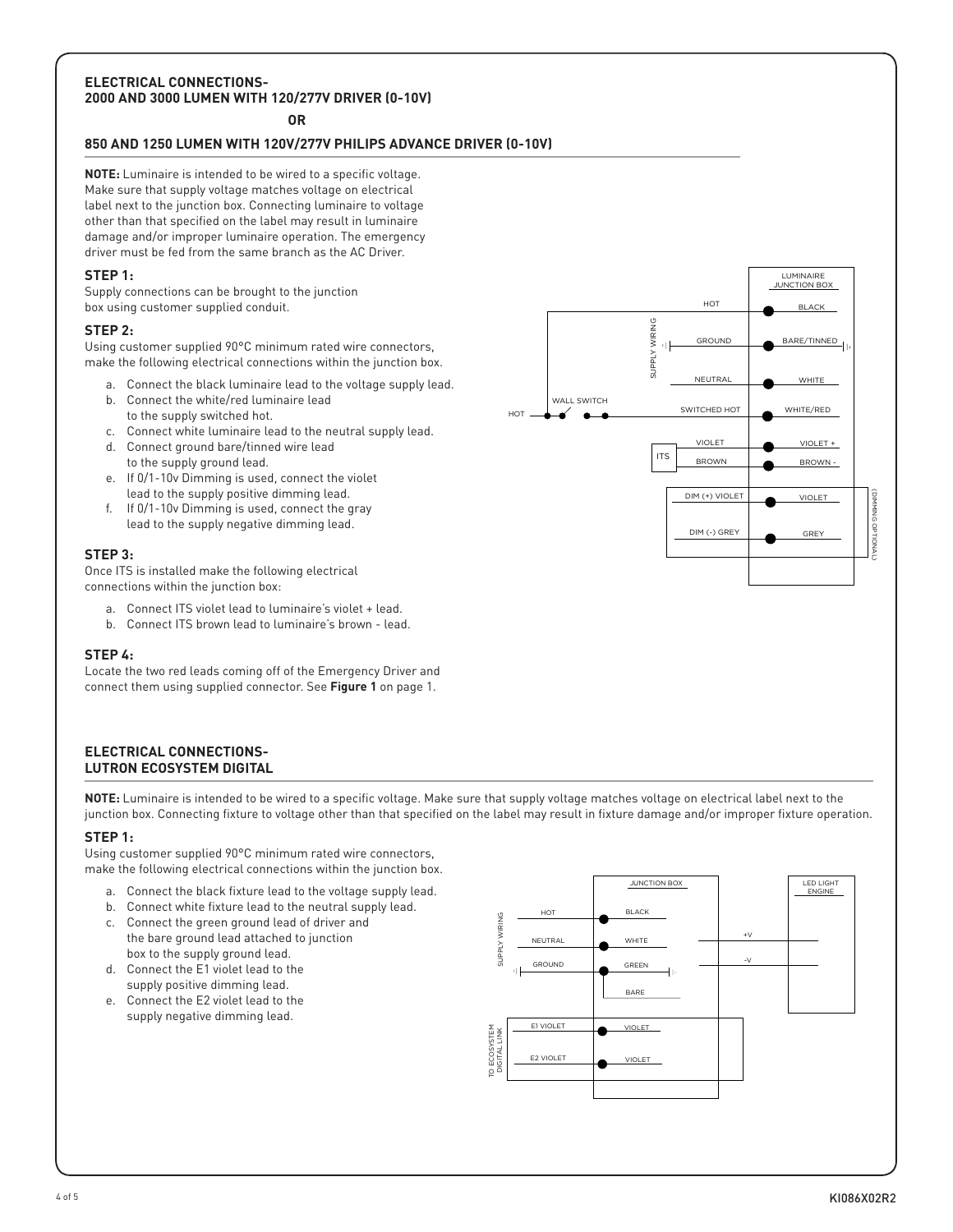## ELECTRICAL CONNECTIONS- 2000 AND 3000 LUMEN WITH 120/277V DRIVER (0-10V)

**OR**

## 850 AND 1250 LUMEN WITH 120V/277V PHILIPS ADVANCE DRIVER (0-10V)

**NOTE:** Luminaire is intended to be wired to a specific voltage. Make sure that supply voltage matches voltage on electrical label next to the junction box. Connecting luminaire to voltage other than that specified on the label may result in luminaire damage and/or improper luminaire operation. The emergency driver must be fed from the same branch as the AC Driver.

### STEP 1:

Supply connections can be brought to the junction box using customer supplied conduit.

### STEP 2:

Using customer supplied 90°C minimum rated wire connectors, make the following electrical connections within the junction box.

a. Connect the black luminaire lead to the voltage supply lead.
b. Connect the white/red luminaire lead to the supply switched hot.
c. Connect white luminaire lead to the neutral supply lead.
d. Connect ground bare/tinned wire lead to the supply ground lead.
e. If 0/1-10v Dimming is used, connect the violet lead to the supply positive dimming lead.
f. If 0/1-10v Dimming is used, connect the gray lead to the supply negative dimming lead.

### STEP 3:

Once ITS is installed make the following electrical connections within the junction box:

a. Connect ITS violet lead to luminaire's violet + lead.
b. Connect ITS brown lead to luminaire's brown - lead.

### STEP 4:

Locate the two red leads coming off of the Emergency Driver and connect them using supplied connector. See **Figure 1** on page 1.

LUMINAIRE JUNCTION BOX
SUPPLY WIRING
HOT — BLACK
GROUND — BARE/TINNED
NEUTRAL — WHITE
HOT — WALL SWITCH — SWITCHED HOT — WHITE/RED
ITS
VIOLET — VIOLET +
BROWN — BROWN -
DIM (+) VIOLET — VIOLET
DIM (-) GREY — GREY
(DIMMING OPTIONAL)

## ELECTRICAL CONNECTIONS- LUTRON ECOSYSTEM DIGITAL

**NOTE:** Luminaire is intended to be wired to a specific voltage. Make sure that supply voltage matches voltage on electrical label next to the junction box. Connecting fixture to voltage other than that specified on the label may result in fixture damage and/or improper fixture operation.

### STEP 1:

Using customer supplied 90°C minimum rated wire connectors, make the following electrical connections within the junction box.

a. Connect the black fixture lead to the voltage supply lead.
b. Connect white fixture lead to the neutral supply lead.
c. Connect the green ground lead of driver and the bare ground lead attached to junction box to the supply ground lead.
d. Connect the E1 violet lead to the supply positive dimming lead.
e. Connect the E2 violet lead to the supply negative dimming lead.

JUNCTION BOX
LED LIGHT ENGINE
SUPPLY WIRING
HOT — BLACK
NEUTRAL — WHITE
GROUND — GREEN
BARE
+V
-V
TO ECOSYSTEM DIGITAL LINK
E1 VIOLET — VIOLET
E2 VIOLET — VIOLET

KI086X02R2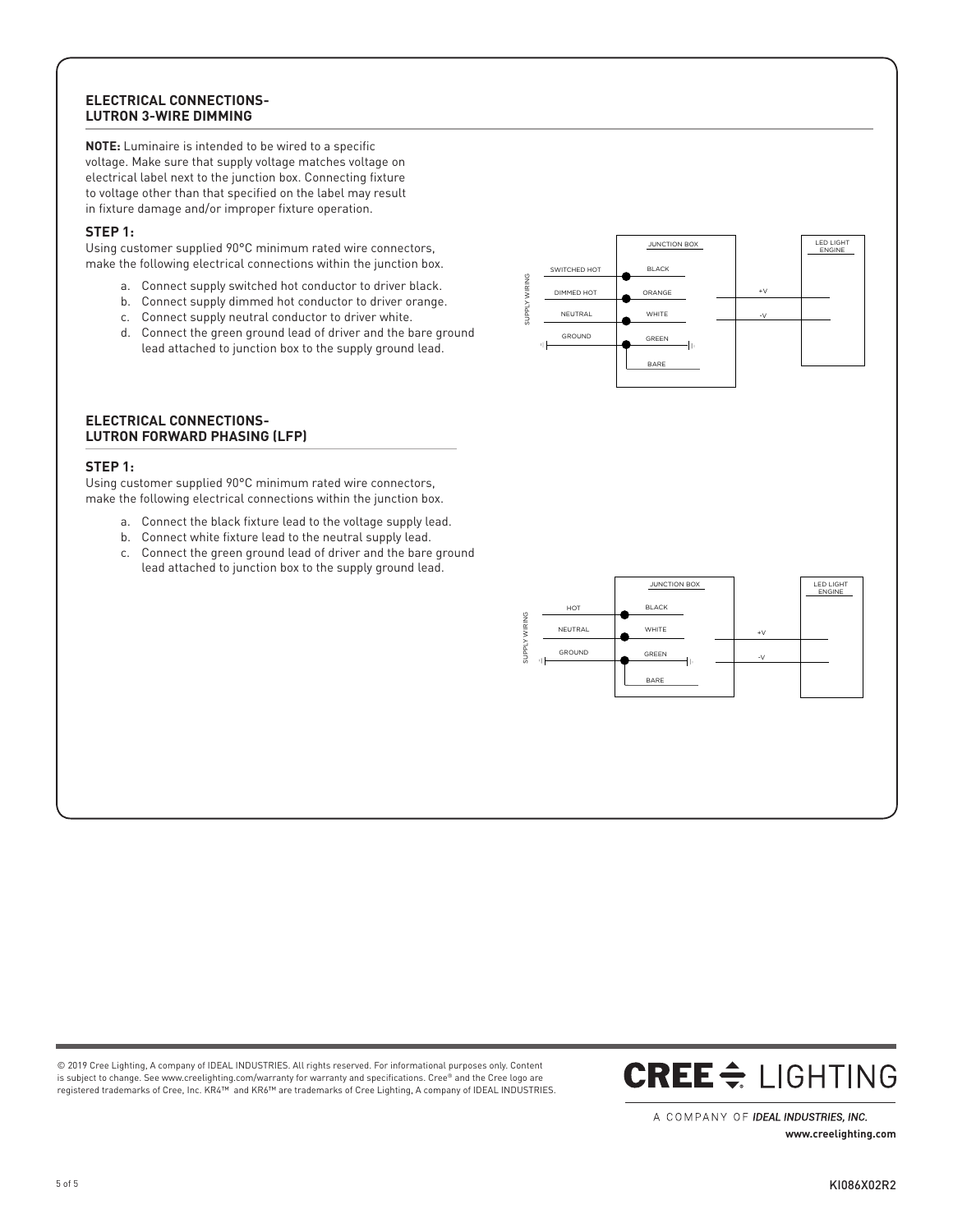## ELECTRICAL CONNECTIONS- LUTRON 3-WIRE DIMMING

**NOTE:** Luminaire is intended to be wired to a specific voltage. Make sure that supply voltage matches voltage on electrical label next to the junction box. Connecting fixture to voltage other than that specified on the label may result in fixture damage and/or improper fixture operation.

### STEP 1:

Using customer supplied 90°C minimum rated wire connectors, make the following electrical connections within the junction box.

a. Connect supply switched hot conductor to driver black.
b. Connect supply dimmed hot conductor to driver orange.
c. Connect supply neutral conductor to driver white.
d. Connect the green ground lead of driver and the bare ground lead attached to junction box to the supply ground lead.

SUPPLY WIRING
SWITCHED HOT
DIMMED HOT
NEUTRAL
GROUND
JUNCTION BOX
BLACK
ORANGE
WHITE
GREEN
BARE
+V
-V
LED LIGHT ENGINE

## ELECTRICAL CONNECTIONS- LUTRON FORWARD PHASING (LFP)

### STEP 1:

Using customer supplied 90°C minimum rated wire connectors, make the following electrical connections within the junction box.

a. Connect the black fixture lead to the voltage supply lead.
b. Connect white fixture lead to the neutral supply lead.
c. Connect the green ground lead of driver and the bare ground lead attached to junction box to the supply ground lead.

SUPPLY WIRING
HOT
NEUTRAL
GROUND
JUNCTION BOX
BLACK
WHITE
GREEN
BARE
+V
-V
LED LIGHT ENGINE

© 2019 Cree Lighting, A company of IDEAL INDUSTRIES. All rights reserved. For informational purposes only. Content is subject to change. See www.creelighting.com/warranty for warranty and specifications. Cree® and the Cree logo are registered trademarks of Cree, Inc. KR4™ and KR6™ are trademarks of Cree Lighting, A company of IDEAL INDUSTRIES.

CREE LIGHTING
A COMPANY OF IDEAL INDUSTRIES, INC.
www.creelighting.com

KI086X02R2